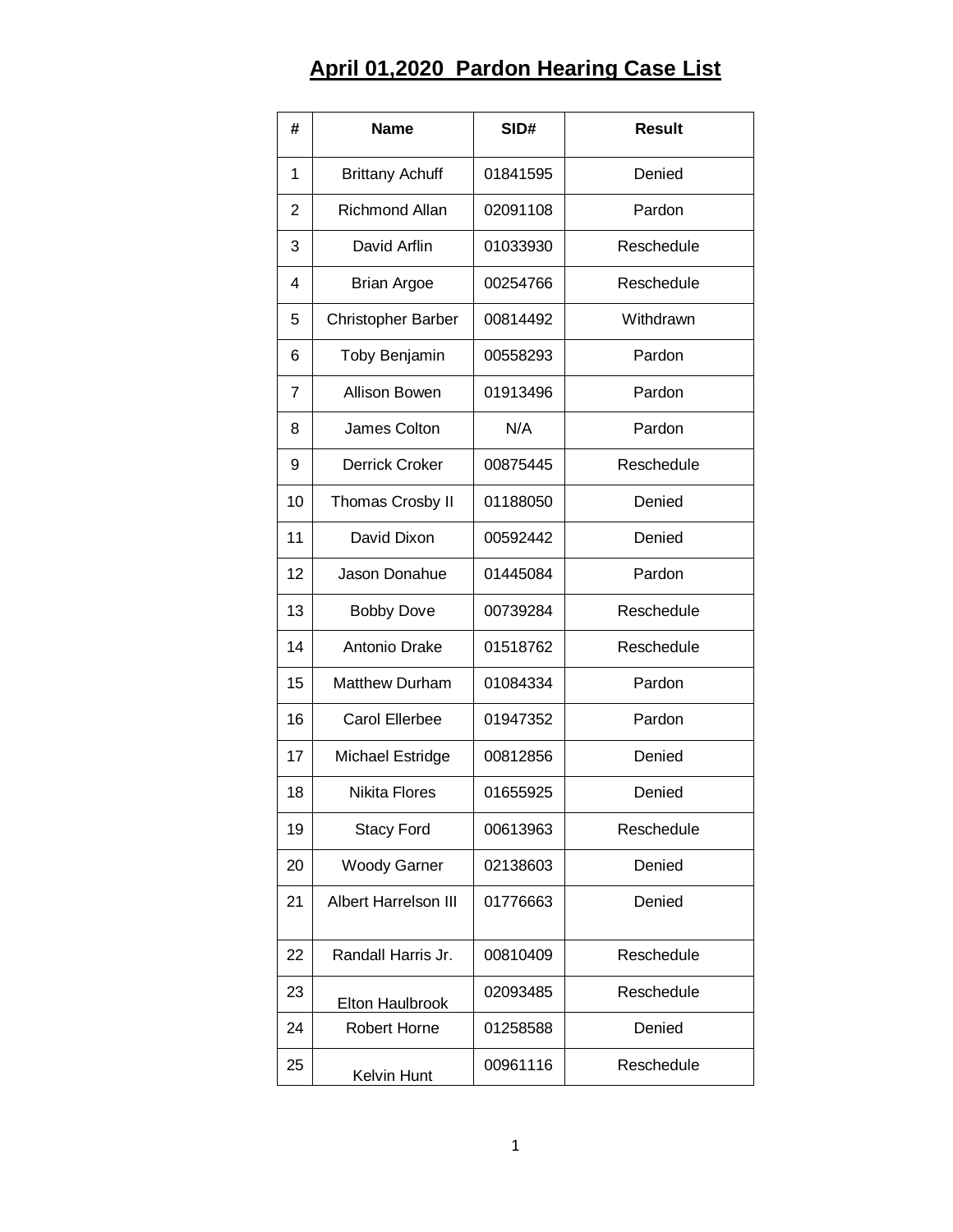# **April 01,2020 Pardon Hearing Case List**

| # | Name | SID# | Result |
|---|---|---|---|
| 1 | Brittany Achuff | 01841595 | Denied |
| 2 | Richmond Allan | 02091108 | Pardon |
| 3 | David Arflin | 01033930 | Reschedule |
| 4 | Brian Argoe | 00254766 | Reschedule |
| 5 | Christopher Barber | 00814492 | Withdrawn |
| 6 | Toby Benjamin | 00558293 | Pardon |
| 7 | Allison Bowen | 01913496 | Pardon |
| 8 | James Colton | N/A | Pardon |
| 9 | Derrick Croker | 00875445 | Reschedule |
| 10 | Thomas Crosby II | 01188050 | Denied |
| 11 | David Dixon | 00592442 | Denied |
| 12 | Jason Donahue | 01445084 | Pardon |
| 13 | Bobby Dove | 00739284 | Reschedule |
| 14 | Antonio Drake | 01518762 | Reschedule |
| 15 | Matthew Durham | 01084334 | Pardon |
| 16 | Carol Ellerbee | 01947352 | Pardon |
| 17 | Michael Estridge | 00812856 | Denied |
| 18 | Nikita Flores | 01655925 | Denied |
| 19 | Stacy Ford | 00613963 | Reschedule |
| 20 | Woody Garner | 02138603 | Denied |
| 21 | Albert Harrelson III | 01776663 | Denied |
| 22 | Randall Harris Jr. | 00810409 | Reschedule |
| 23 | Elton Haulbrook | 02093485 | Reschedule |
| 24 | Robert Horne | 01258588 | Denied |
| 25 | Kelvin Hunt | 00961116 | Reschedule |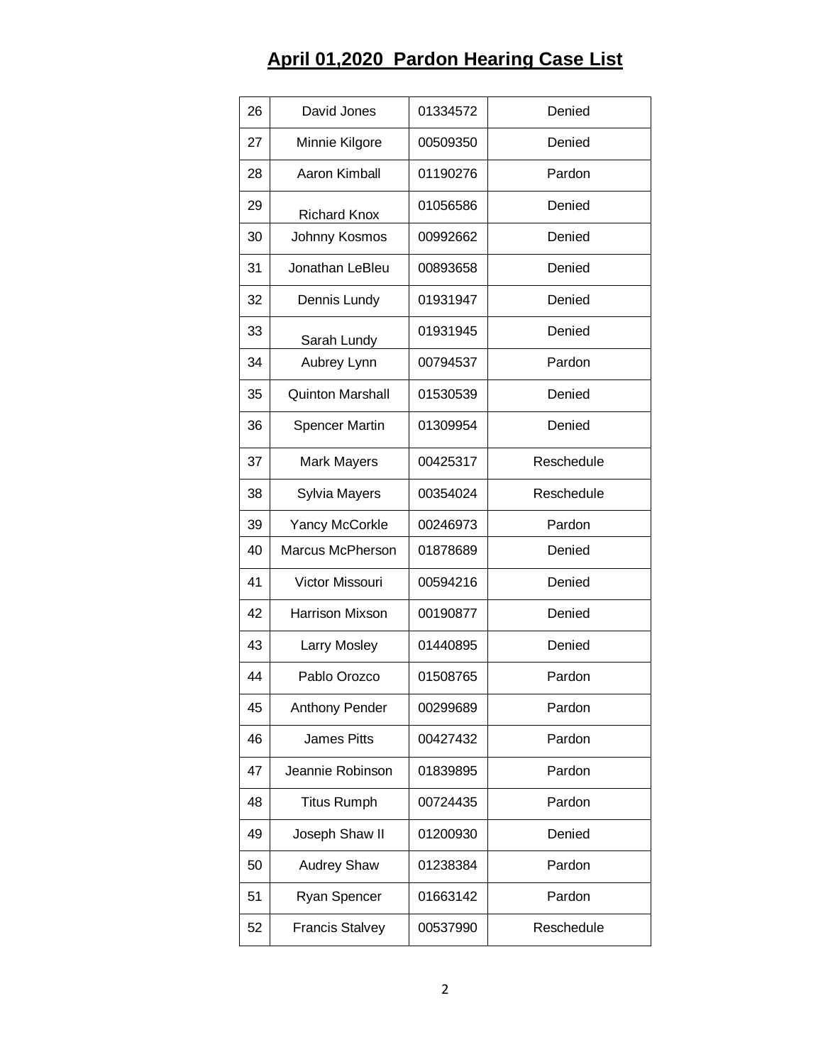# April 01,2020 Pardon Hearing Case List

| | | | |
|---|---|---|---|
| 26 | David Jones | 01334572 | Denied |
| 27 | Minnie Kilgore | 00509350 | Denied |
| 28 | Aaron Kimball | 01190276 | Pardon |
| 29 | Richard Knox | 01056586 | Denied |
| 30 | Johnny Kosmos | 00992662 | Denied |
| 31 | Jonathan LeBleu | 00893658 | Denied |
| 32 | Dennis Lundy | 01931947 | Denied |
| 33 | Sarah Lundy | 01931945 | Denied |
| 34 | Aubrey Lynn | 00794537 | Pardon |
| 35 | Quinton Marshall | 01530539 | Denied |
| 36 | Spencer Martin | 01309954 | Denied |
| 37 | Mark Mayers | 00425317 | Reschedule |
| 38 | Sylvia Mayers | 00354024 | Reschedule |
| 39 | Yancy McCorkle | 00246973 | Pardon |
| 40 | Marcus McPherson | 01878689 | Denied |
| 41 | Victor Missouri | 00594216 | Denied |
| 42 | Harrison Mixson | 00190877 | Denied |
| 43 | Larry Mosley | 01440895 | Denied |
| 44 | Pablo Orozco | 01508765 | Pardon |
| 45 | Anthony Pender | 00299689 | Pardon |
| 46 | James Pitts | 00427432 | Pardon |
| 47 | Jeannie Robinson | 01839895 | Pardon |
| 48 | Titus Rumph | 00724435 | Pardon |
| 49 | Joseph Shaw II | 01200930 | Denied |
| 50 | Audrey Shaw | 01238384 | Pardon |
| 51 | Ryan Spencer | 01663142 | Pardon |
| 52 | Francis Stalvey | 00537990 | Reschedule |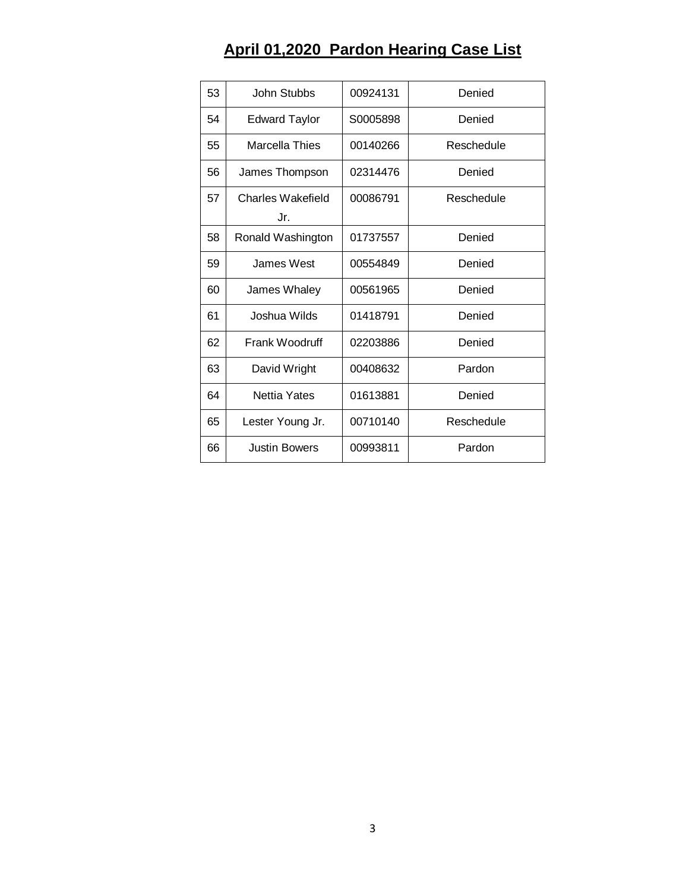# April 01,2020 Pardon Hearing Case List

| | | | |
|---|---|---|---|
| 53 | John Stubbs | 00924131 | Denied |
| 54 | Edward Taylor | S0005898 | Denied |
| 55 | Marcella Thies | 00140266 | Reschedule |
| 56 | James Thompson | 02314476 | Denied |
| 57 | Charles Wakefield Jr. | 00086791 | Reschedule |
| 58 | Ronald Washington | 01737557 | Denied |
| 59 | James West | 00554849 | Denied |
| 60 | James Whaley | 00561965 | Denied |
| 61 | Joshua Wilds | 01418791 | Denied |
| 62 | Frank Woodruff | 02203886 | Denied |
| 63 | David Wright | 00408632 | Pardon |
| 64 | Nettia Yates | 01613881 | Denied |
| 65 | Lester Young Jr. | 00710140 | Reschedule |
| 66 | Justin Bowers | 00993811 | Pardon |